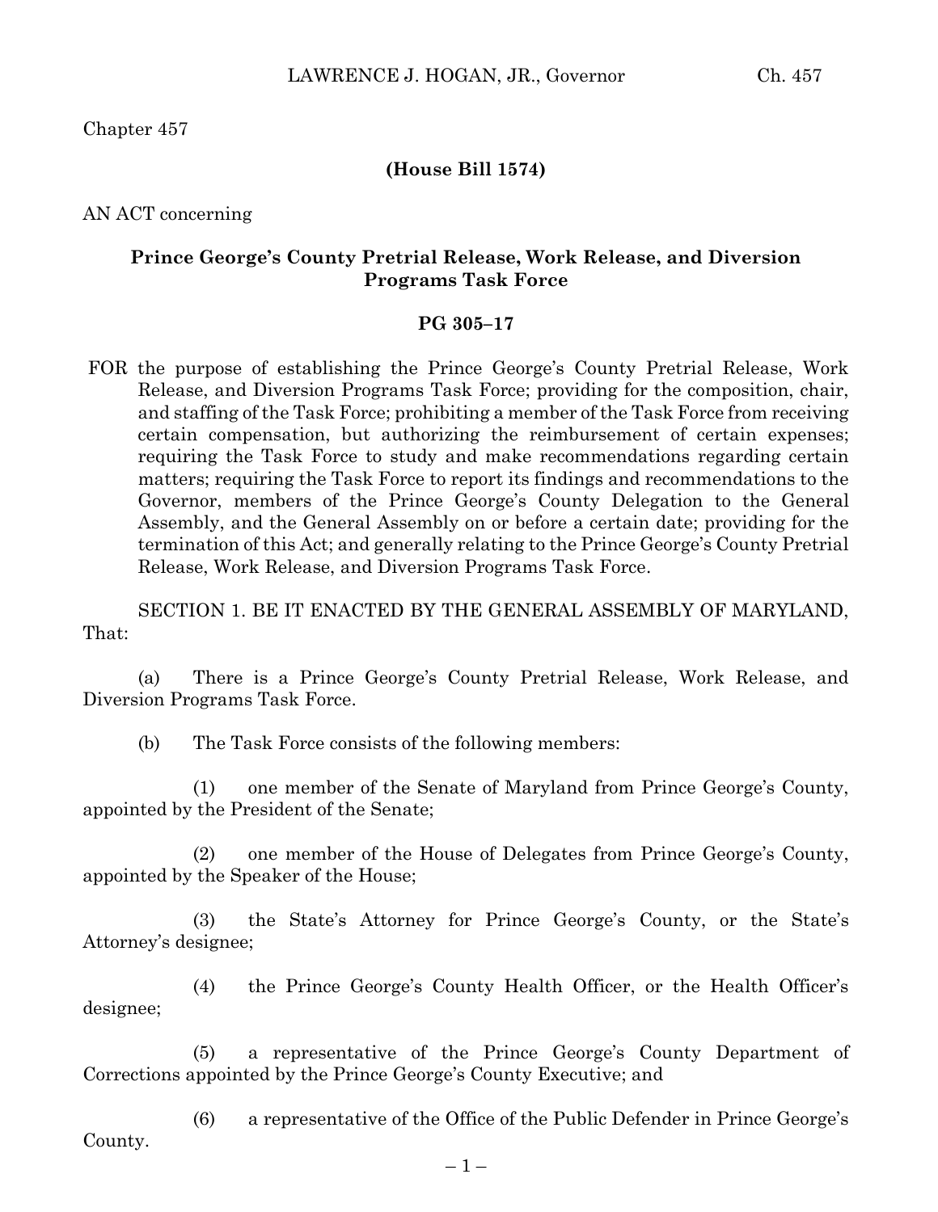Chapter 457

**(House Bill 1574)**

AN ACT concerning

## Prince George's County Pretrial Release, Work Release, and Diversion Programs Task Force

**PG 305–17**

FOR the purpose of establishing the Prince George's County Pretrial Release, Work Release, and Diversion Programs Task Force; providing for the composition, chair, and staffing of the Task Force; prohibiting a member of the Task Force from receiving certain compensation, but authorizing the reimbursement of certain expenses; requiring the Task Force to study and make recommendations regarding certain matters; requiring the Task Force to report its findings and recommendations to the Governor, members of the Prince George's County Delegation to the General Assembly, and the General Assembly on or before a certain date; providing for the termination of this Act; and generally relating to the Prince George's County Pretrial Release, Work Release, and Diversion Programs Task Force.

SECTION 1. BE IT ENACTED BY THE GENERAL ASSEMBLY OF MARYLAND, That:

(a) There is a Prince George's County Pretrial Release, Work Release, and Diversion Programs Task Force.

(b) The Task Force consists of the following members:

(1) one member of the Senate of Maryland from Prince George's County, appointed by the President of the Senate;

(2) one member of the House of Delegates from Prince George's County, appointed by the Speaker of the House;

(3) the State's Attorney for Prince George's County, or the State's Attorney's designee;

(4) the Prince George's County Health Officer, or the Health Officer's designee;

(5) a representative of the Prince George's County Department of Corrections appointed by the Prince George's County Executive; and

(6) a representative of the Office of the Public Defender in Prince George's County.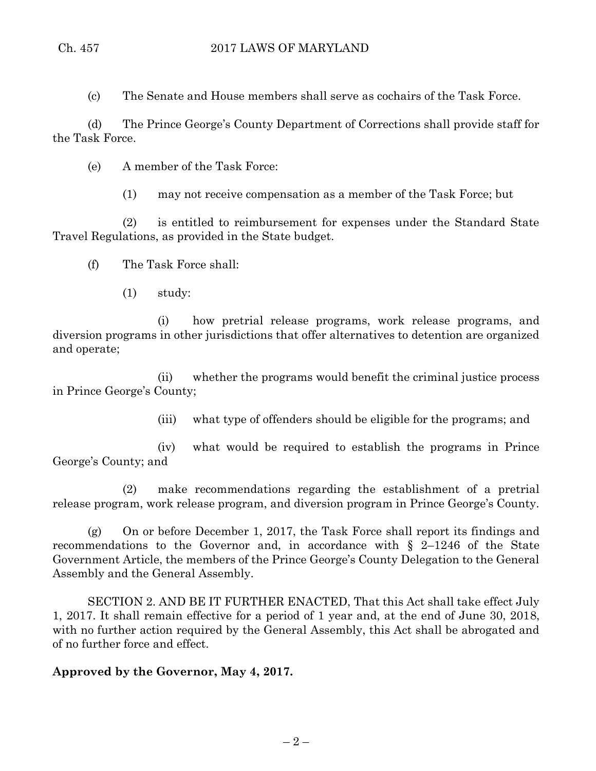(c) The Senate and House members shall serve as cochairs of the Task Force.

(d) The Prince George's County Department of Corrections shall provide staff for the Task Force.

(e) A member of the Task Force:

(1) may not receive compensation as a member of the Task Force; but

(2) is entitled to reimbursement for expenses under the Standard State Travel Regulations, as provided in the State budget.

(f) The Task Force shall:

(1) study:

(i) how pretrial release programs, work release programs, and diversion programs in other jurisdictions that offer alternatives to detention are organized and operate;

(ii) whether the programs would benefit the criminal justice process in Prince George's County;

(iii) what type of offenders should be eligible for the programs; and

(iv) what would be required to establish the programs in Prince George's County; and

(2) make recommendations regarding the establishment of a pretrial release program, work release program, and diversion program in Prince George's County.

(g) On or before December 1, 2017, the Task Force shall report its findings and recommendations to the Governor and, in accordance with § 2–1246 of the State Government Article, the members of the Prince George's County Delegation to the General Assembly and the General Assembly.

SECTION 2. AND BE IT FURTHER ENACTED, That this Act shall take effect July 1, 2017. It shall remain effective for a period of 1 year and, at the end of June 30, 2018, with no further action required by the General Assembly, this Act shall be abrogated and of no further force and effect.

**Approved by the Governor, May 4, 2017.**